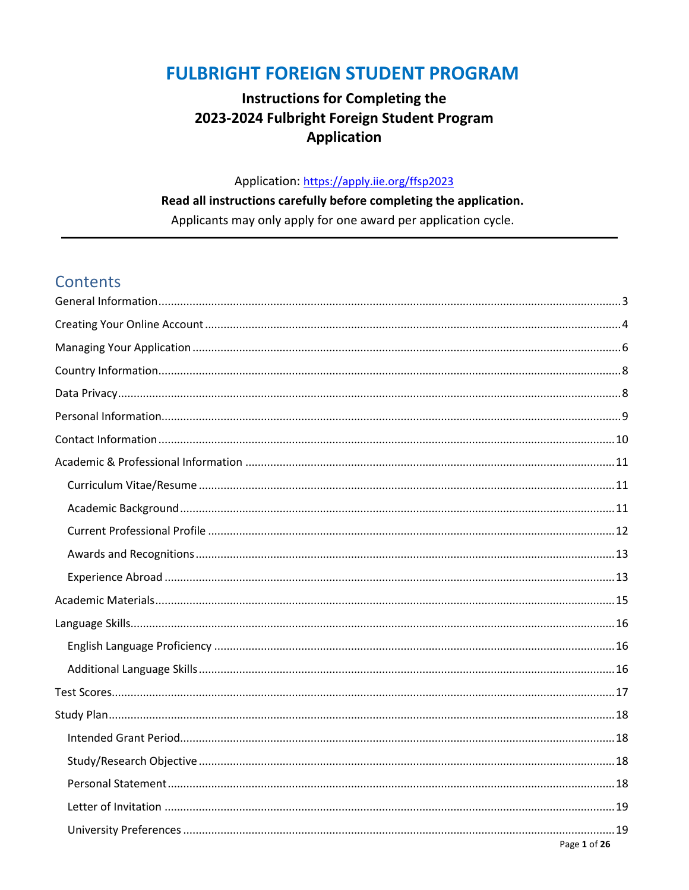# FULBRIGHT FOREIGN STUDENT PROGRAM

## Instructions for Completing the 2023-2024 Fulbright Foreign Student Program Application

Application: https://apply.iie.org/ffsp2023

**Read all instructions carefully before completing the application.**

Applicants may only apply for one award per application cycle.

---

## Contents

- General Information ........ 3
- Creating Your Online Account ........ 4
- Managing Your Application ........ 6
- Country Information ........ 8
- Data Privacy ........ 8
- Personal Information ........ 9
- Contact Information ........ 10
- Academic & Professional Information ........ 11
  - Curriculum Vitae/Resume ........ 11
  - Academic Background ........ 11
  - Current Professional Profile ........ 12
  - Awards and Recognitions ........ 13
  - Experience Abroad ........ 13
- Academic Materials ........ 15
- Language Skills ........ 16
  - English Language Proficiency ........ 16
  - Additional Language Skills ........ 16
- Test Scores ........ 17
- Study Plan ........ 18
  - Intended Grant Period ........ 18
  - Study/Research Objective ........ 18
  - Personal Statement ........ 18
  - Letter of Invitation ........ 19
  - University Preferences ........ 19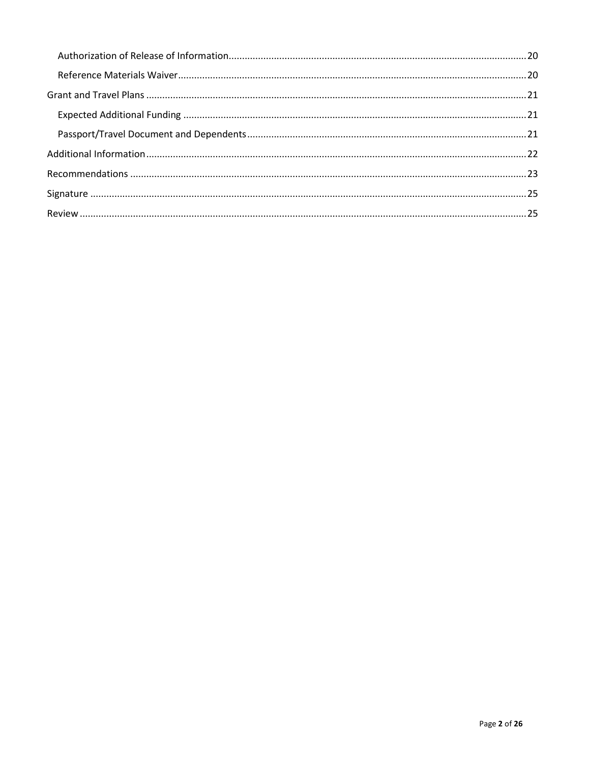- Authorization of Release of Information ..... 20
- Reference Materials Waiver ..... 20

Grant and Travel Plans ..... 21

- Expected Additional Funding ..... 21
- Passport/Travel Document and Dependents ..... 21

Additional Information ..... 22

Recommendations ..... 23

Signature ..... 25

Review ..... 25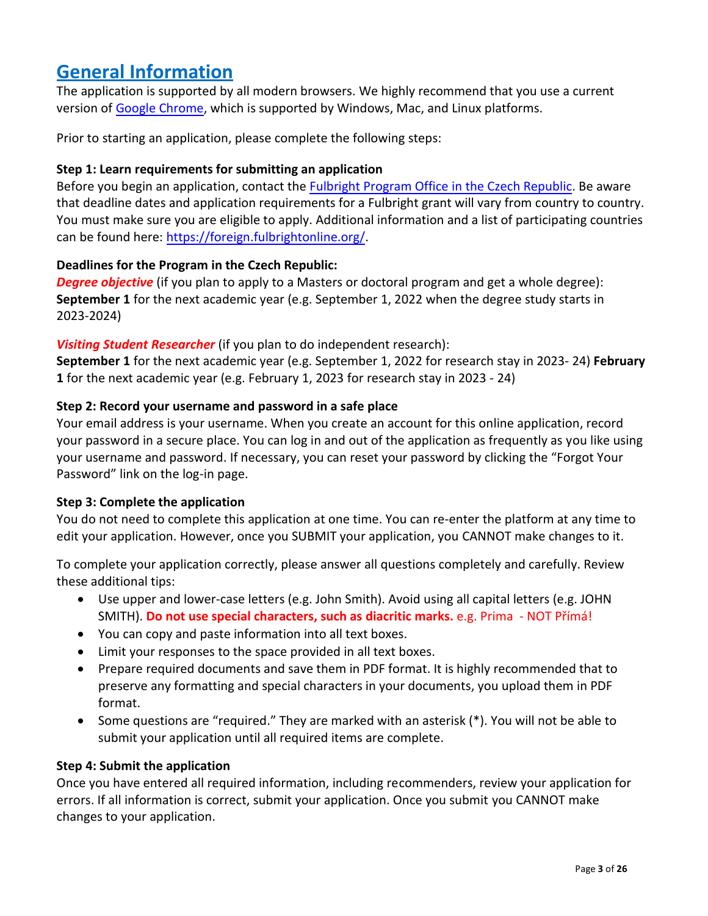## General Information

The application is supported by all modern browsers. We highly recommend that you use a current version of Google Chrome, which is supported by Windows, Mac, and Linux platforms.

Prior to starting an application, please complete the following steps:

**Step 1: Learn requirements for submitting an application**

Before you begin an application, contact the Fulbright Program Office in the Czech Republic. Be aware that deadline dates and application requirements for a Fulbright grant will vary from country to country. You must make sure you are eligible to apply. Additional information and a list of participating countries can be found here: https://foreign.fulbrightonline.org/.

**Deadlines for the Program in the Czech Republic:**

***Degree objective*** (if you plan to apply to a Masters or doctoral program and get a whole degree): **September 1** for the next academic year (e.g. September 1, 2022 when the degree study starts in 2023-2024)

***Visiting Student Researcher*** (if you plan to do independent research):
**September 1** for the next academic year (e.g. September 1, 2022 for research stay in 2023- 24) **February 1** for the next academic year (e.g. February 1, 2023 for research stay in 2023 - 24)

**Step 2: Record your username and password in a safe place**

Your email address is your username. When you create an account for this online application, record your password in a secure place. You can log in and out of the application as frequently as you like using your username and password. If necessary, you can reset your password by clicking the "Forgot Your Password" link on the log-in page.

**Step 3: Complete the application**

You do not need to complete this application at one time. You can re-enter the platform at any time to edit your application. However, once you SUBMIT your application, you CANNOT make changes to it.

To complete your application correctly, please answer all questions completely and carefully. Review these additional tips:

- Use upper and lower-case letters (e.g. John Smith). Avoid using all capital letters (e.g. JOHN SMITH). **Do not use special characters, such as diacritic marks.** e.g. Prima - NOT Přímá!
- You can copy and paste information into all text boxes.
- Limit your responses to the space provided in all text boxes.
- Prepare required documents and save them in PDF format. It is highly recommended that to preserve any formatting and special characters in your documents, you upload them in PDF format.
- Some questions are "required." They are marked with an asterisk (*). You will not be able to submit your application until all required items are complete.

**Step 4: Submit the application**

Once you have entered all required information, including recommenders, review your application for errors. If all information is correct, submit your application. Once you submit you CANNOT make changes to your application.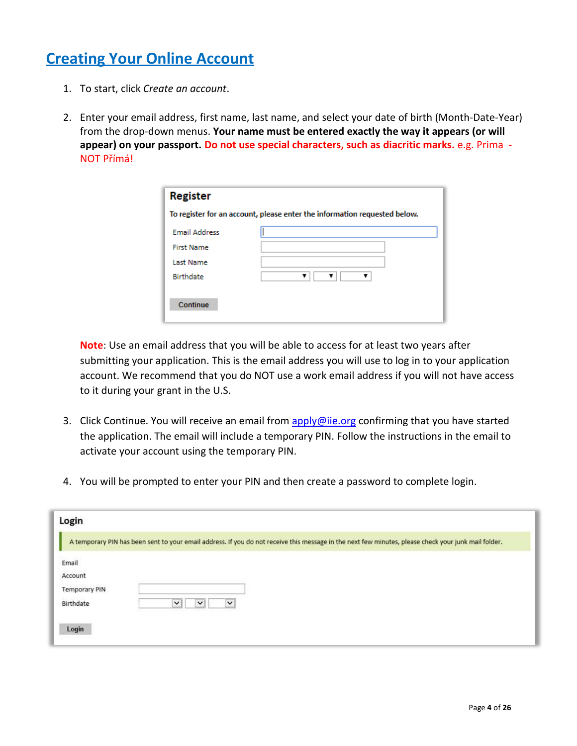# Creating Your Online Account

1. To start, click *Create an account*.

2. Enter your email address, first name, last name, and select your date of birth (Month-Date-Year) from the drop-down menus. **Your name must be entered exactly the way it appears (or will appear) on your passport.** **Do not use special characters, such as diacritic marks.** e.g. Prima - NOT Přímá!

   Register

   To register for an account, please enter the information requested below.

   Email Address
   First Name
   Last Name
   Birthdate

   Continue

   **Note**: Use an email address that you will be able to access for at least two years after submitting your application. This is the email address you will use to log in to your application account. We recommend that you do NOT use a work email address if you will not have access to it during your grant in the U.S.

3. Click Continue. You will receive an email from apply@iie.org confirming that you have started the application. The email will include a temporary PIN. Follow the instructions in the email to activate your account using the temporary PIN.

4. You will be prompted to enter your PIN and then create a password to complete login.

Login

A temporary PIN has been sent to your email address. If you do not receive this message in the next few minutes, please check your junk mail folder.

Email
Account
Temporary PIN
Birthdate

Login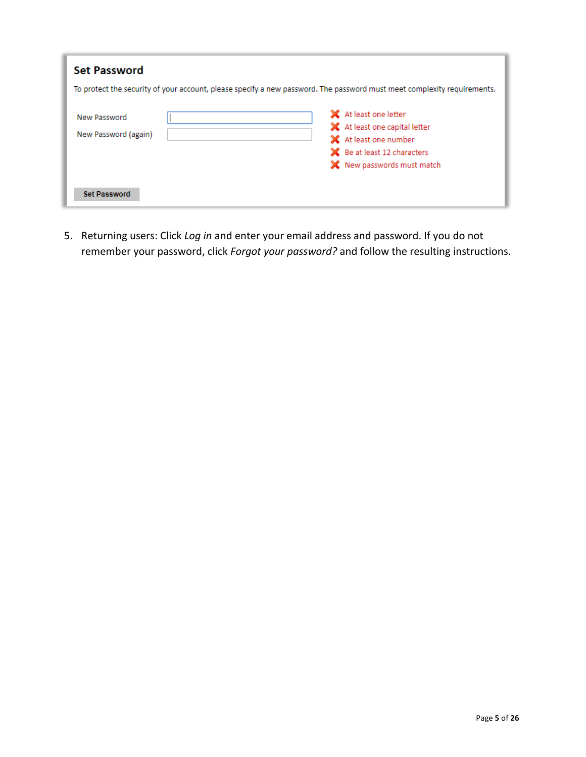### Set Password

To protect the security of your account, please specify a new password. The password must meet complexity requirements.

New Password

New Password (again)

- ❌ At least one letter
- ❌ At least one capital letter
- ❌ At least one number
- ❌ Be at least 12 characters
- ❌ New passwords must match

Set Password

5. Returning users: Click *Log in* and enter your email address and password. If you do not remember your password, click *Forgot your password?* and follow the resulting instructions.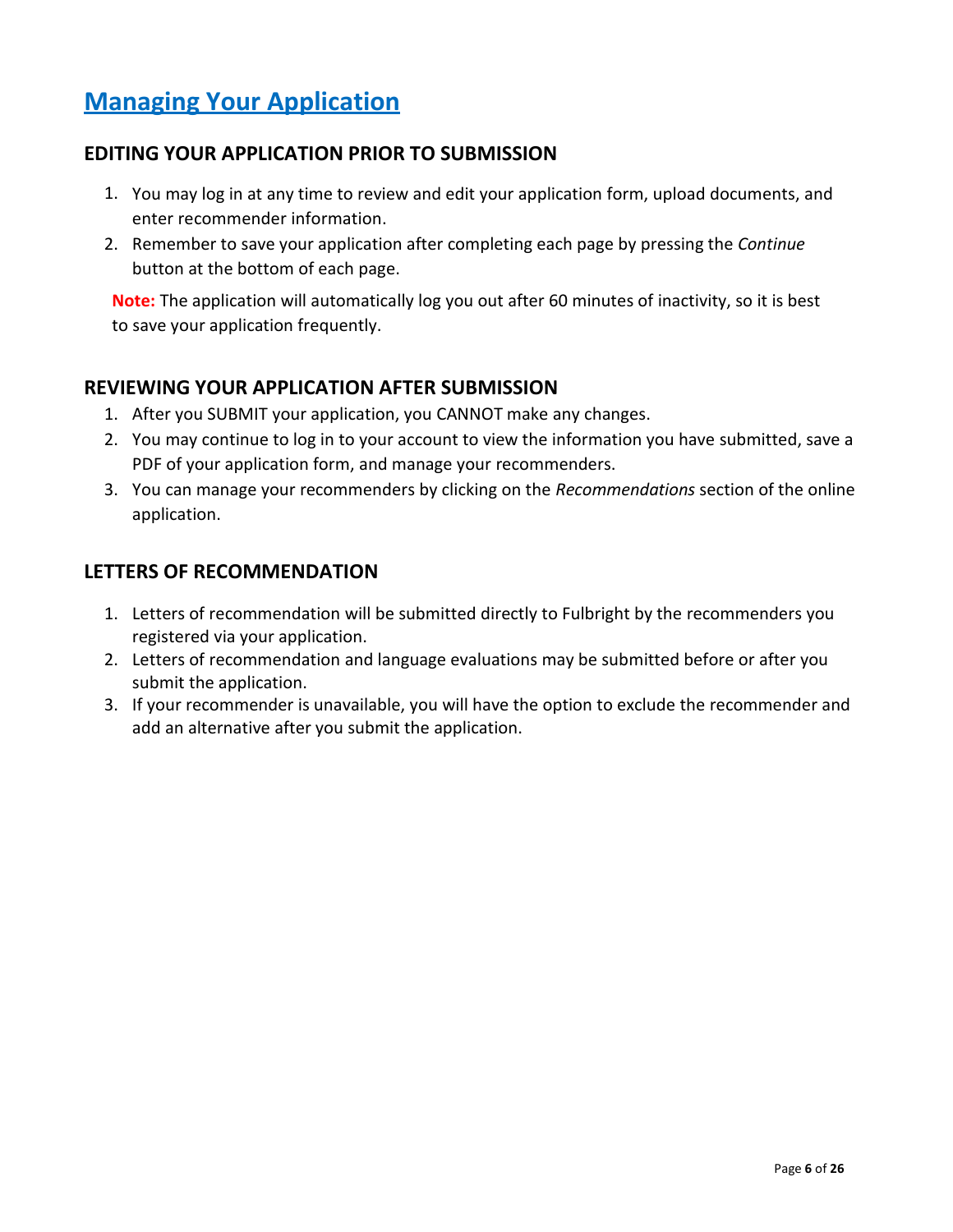# Managing Your Application

## EDITING YOUR APPLICATION PRIOR TO SUBMISSION

1. You may log in at any time to review and edit your application form, upload documents, and enter recommender information.
2. Remember to save your application after completing each page by pressing the *Continue* button at the bottom of each page.

**Note:** The application will automatically log you out after 60 minutes of inactivity, so it is best to save your application frequently.

## REVIEWING YOUR APPLICATION AFTER SUBMISSION

1. After you SUBMIT your application, you CANNOT make any changes.
2. You may continue to log in to your account to view the information you have submitted, save a PDF of your application form, and manage your recommenders.
3. You can manage your recommenders by clicking on the *Recommendations* section of the online application.

## LETTERS OF RECOMMENDATION

1. Letters of recommendation will be submitted directly to Fulbright by the recommenders you registered via your application.
2. Letters of recommendation and language evaluations may be submitted before or after you submit the application.
3. If your recommender is unavailable, you will have the option to exclude the recommender and add an alternative after you submit the application.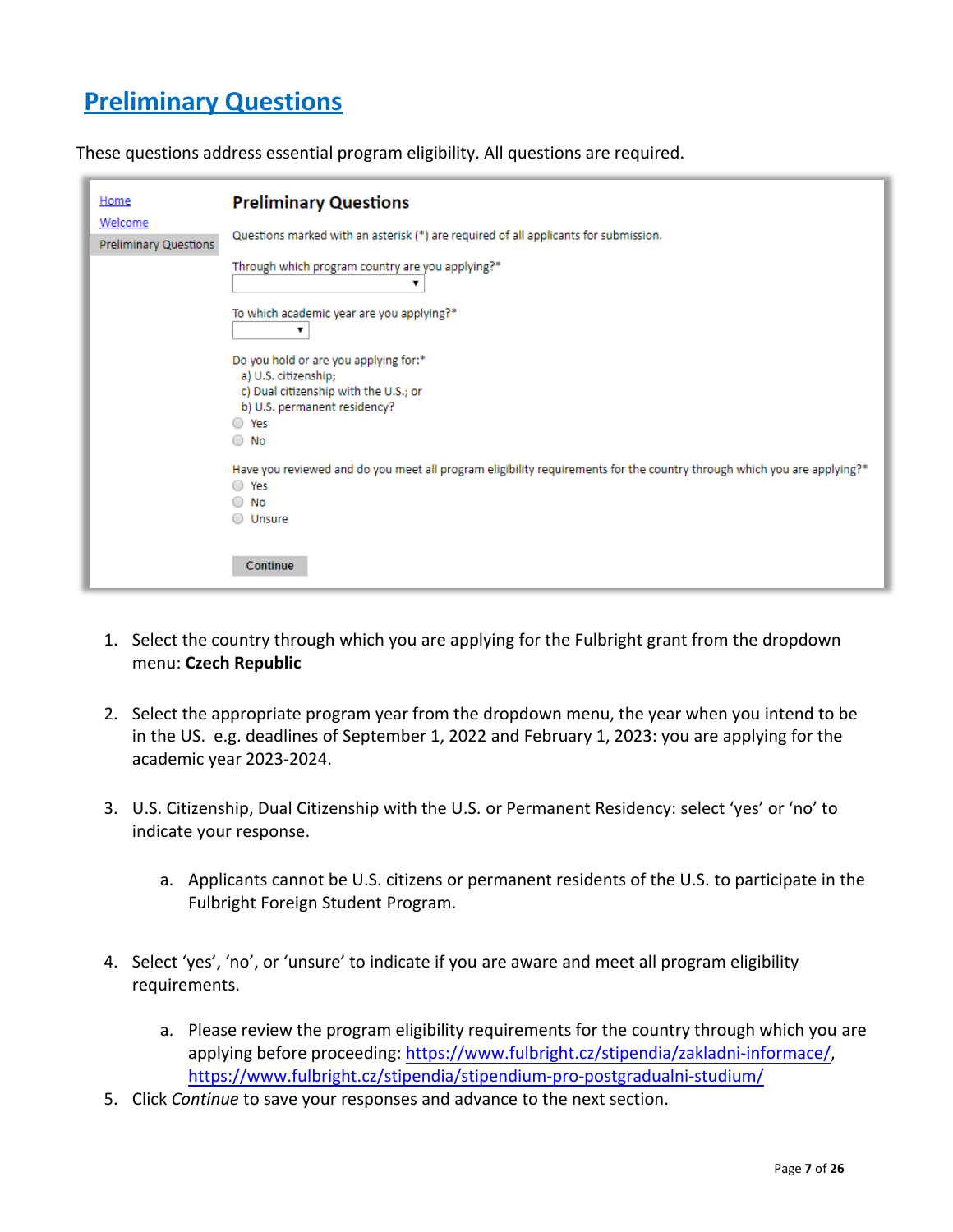## [Preliminary Questions]()

These questions address essential program eligibility. All questions are required.

Home
Welcome
Preliminary Questions

**Preliminary Questions**

Questions marked with an asterisk (*) are required of all applicants for submission.

Through which program country are you applying?*

To which academic year are you applying?*

Do you hold or are you applying for:*
a) U.S. citizenship;
c) Dual citizenship with the U.S.; or
b) U.S. permanent residency?
- Yes
- No

Have you reviewed and do you meet all program eligibility requirements for the country through which you are applying?*
- Yes
- No
- Unsure

Continue

1. Select the country through which you are applying for the Fulbright grant from the dropdown menu: **Czech Republic**

2. Select the appropriate program year from the dropdown menu, the year when you intend to be in the US. e.g. deadlines of September 1, 2022 and February 1, 2023: you are applying for the academic year 2023-2024.

3. U.S. Citizenship, Dual Citizenship with the U.S. or Permanent Residency: select 'yes' or 'no' to indicate your response.

    a. Applicants cannot be U.S. citizens or permanent residents of the U.S. to participate in the Fulbright Foreign Student Program.

4. Select 'yes', 'no', or 'unsure' to indicate if you are aware and meet all program eligibility requirements.

    a. Please review the program eligibility requirements for the country through which you are applying before proceeding: [https://www.fulbright.cz/stipendia/zakladni-informace/](https://www.fulbright.cz/stipendia/zakladni-informace/), [https://www.fulbright.cz/stipendia/stipendium-pro-postgradualni-studium/](https://www.fulbright.cz/stipendia/stipendium-pro-postgradualni-studium/)

5. Click *Continue* to save your responses and advance to the next section.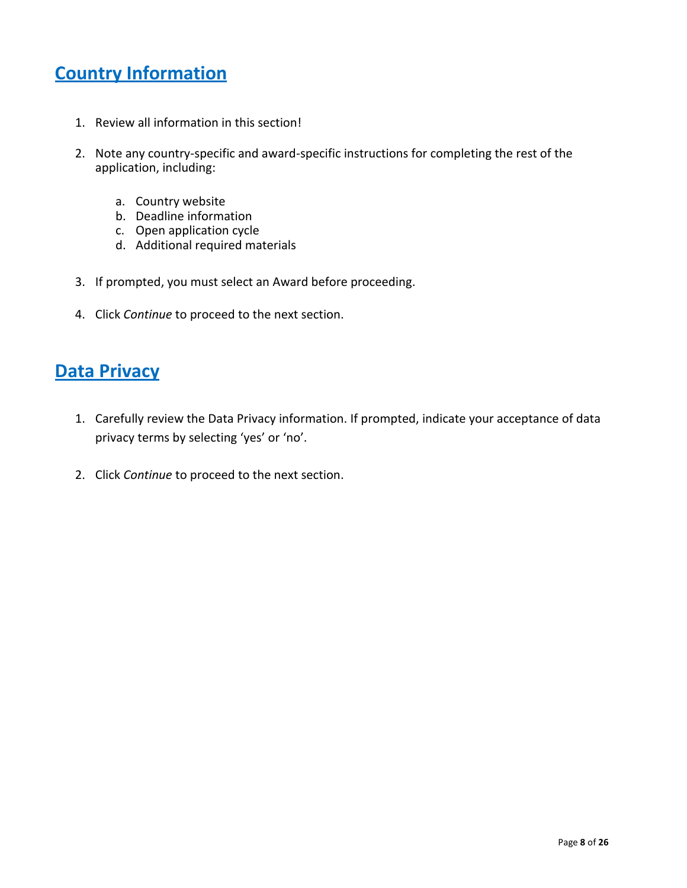## Country Information

1. Review all information in this section!

2. Note any country-specific and award-specific instructions for completing the rest of the application, including:

    a. Country website
    b. Deadline information
    c. Open application cycle
    d. Additional required materials

3. If prompted, you must select an Award before proceeding.

4. Click *Continue* to proceed to the next section.

## Data Privacy

1. Carefully review the Data Privacy information. If prompted, indicate your acceptance of data privacy terms by selecting 'yes' or 'no'.

2. Click *Continue* to proceed to the next section.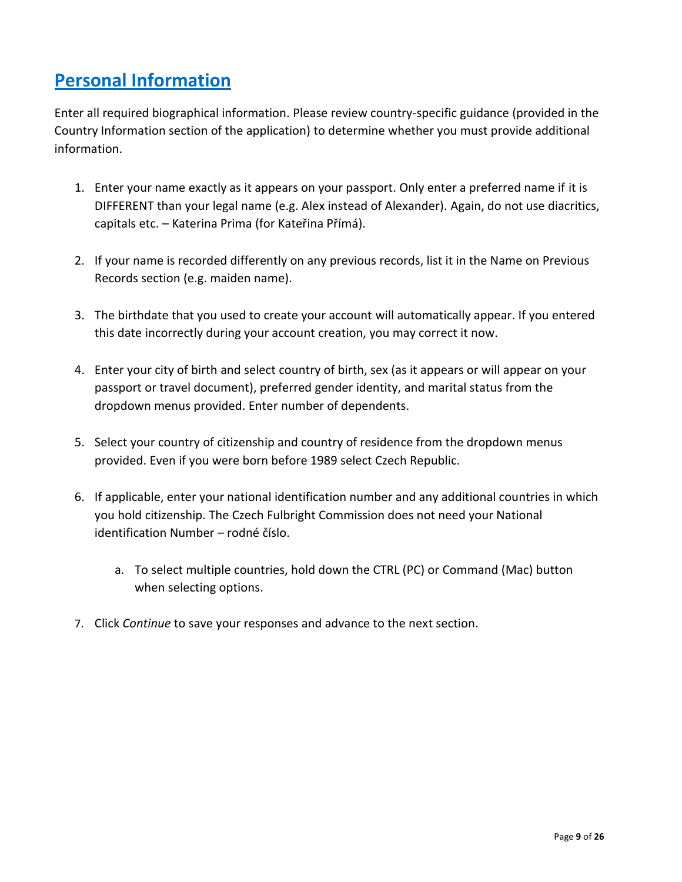## Personal Information

Enter all required biographical information. Please review country-specific guidance (provided in the Country Information section of the application) to determine whether you must provide additional information.

1. Enter your name exactly as it appears on your passport. Only enter a preferred name if it is DIFFERENT than your legal name (e.g. Alex instead of Alexander). Again, do not use diacritics, capitals etc. – Katerina Prima (for Kateřina Přímá).

2. If your name is recorded differently on any previous records, list it in the Name on Previous Records section (e.g. maiden name).

3. The birthdate that you used to create your account will automatically appear. If you entered this date incorrectly during your account creation, you may correct it now.

4. Enter your city of birth and select country of birth, sex (as it appears or will appear on your passport or travel document), preferred gender identity, and marital status from the dropdown menus provided. Enter number of dependents.

5. Select your country of citizenship and country of residence from the dropdown menus provided. Even if you were born before 1989 select Czech Republic.

6. If applicable, enter your national identification number and any additional countries in which you hold citizenship. The Czech Fulbright Commission does not need your National identification Number – rodné číslo.

   a. To select multiple countries, hold down the CTRL (PC) or Command (Mac) button when selecting options.

7. Click *Continue* to save your responses and advance to the next section.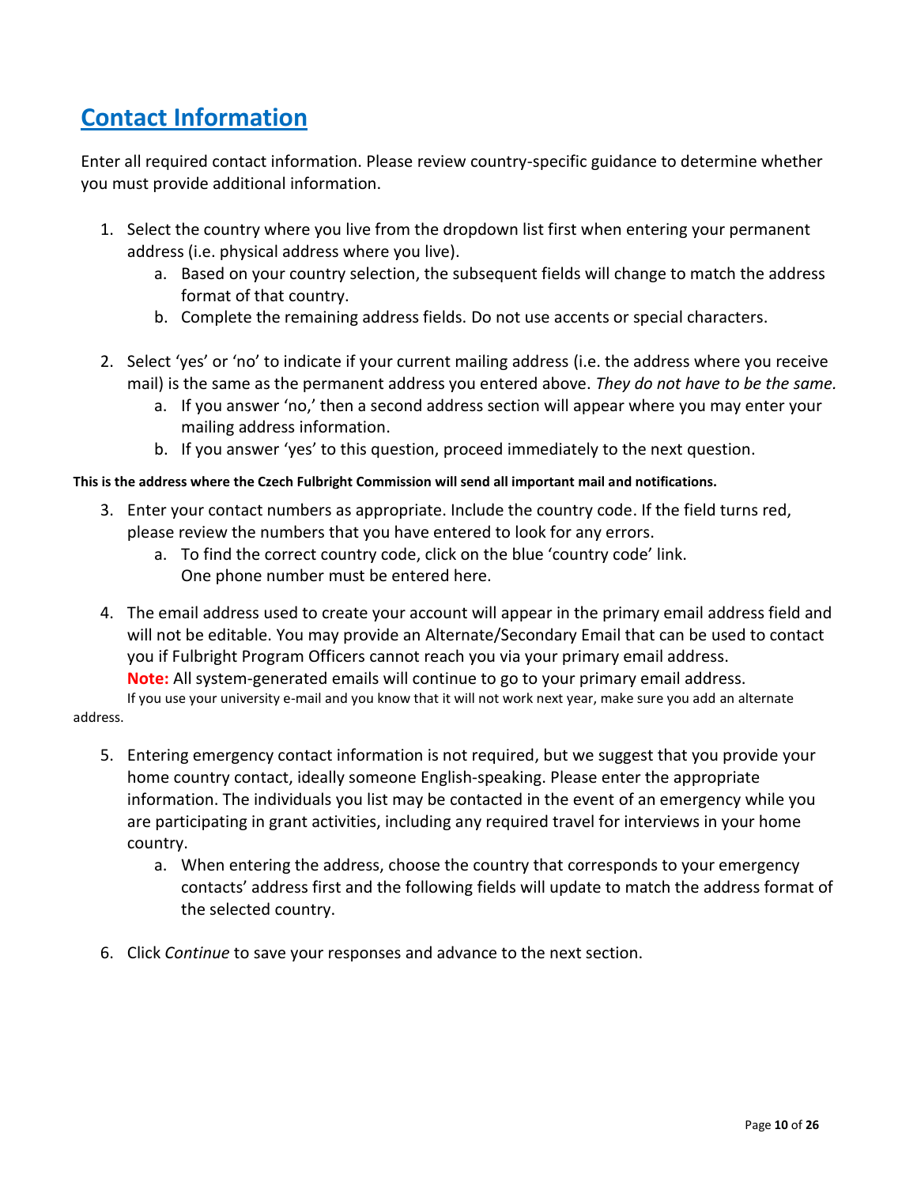## Contact Information

Enter all required contact information. Please review country-specific guidance to determine whether you must provide additional information.

1. Select the country where you live from the dropdown list first when entering your permanent address (i.e. physical address where you live).
    a. Based on your country selection, the subsequent fields will change to match the address format of that country.
    b. Complete the remaining address fields. Do not use accents or special characters.

2. Select 'yes' or 'no' to indicate if your current mailing address (i.e. the address where you receive mail) is the same as the permanent address you entered above. *They do not have to be the same.*
    a. If you answer 'no,' then a second address section will appear where you may enter your mailing address information.
    b. If you answer 'yes' to this question, proceed immediately to the next question.

**This is the address where the Czech Fulbright Commission will send all important mail and notifications.**

3. Enter your contact numbers as appropriate. Include the country code. If the field turns red, please review the numbers that you have entered to look for any errors.
    a. To find the correct country code, click on the blue 'country code' link.
    One phone number must be entered here.

4. The email address used to create your account will appear in the primary email address field and will not be editable. You may provide an Alternate/Secondary Email that can be used to contact you if Fulbright Program Officers cannot reach you via your primary email address.
    **Note:** All system-generated emails will continue to go to your primary email address.
    If you use your university e-mail and you know that it will not work next year, make sure you add an alternate address.

5. Entering emergency contact information is not required, but we suggest that you provide your home country contact, ideally someone English-speaking. Please enter the appropriate information. The individuals you list may be contacted in the event of an emergency while you are participating in grant activities, including any required travel for interviews in your home country.
    a. When entering the address, choose the country that corresponds to your emergency contacts' address first and the following fields will update to match the address format of the selected country.

6. Click *Continue* to save your responses and advance to the next section.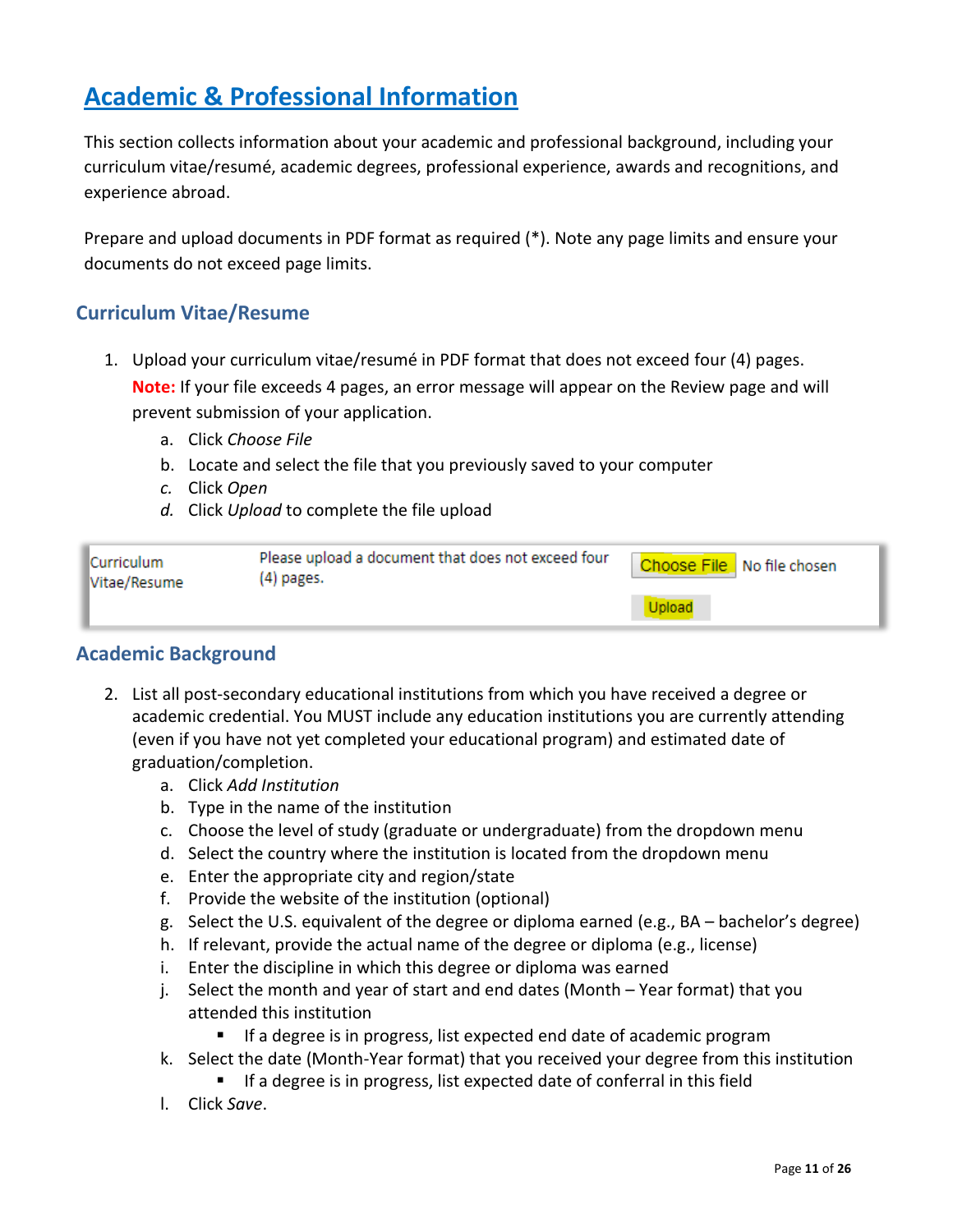# Academic & Professional Information

This section collects information about your academic and professional background, including your curriculum vitae/resumé, academic degrees, professional experience, awards and recognitions, and experience abroad.

Prepare and upload documents in PDF format as required (*). Note any page limits and ensure your documents do not exceed page limits.

## Curriculum Vitae/Resume

1. Upload your curriculum vitae/resumé in PDF format that does not exceed four (4) pages.
   **Note:** If your file exceeds 4 pages, an error message will appear on the Review page and will prevent submission of your application.
   a. Click *Choose File*
   b. Locate and select the file that you previously saved to your computer
   c. Click *Open*
   d. Click *Upload* to complete the file upload

| Curriculum Vitae/Resume | Please upload a document that does not exceed four (4) pages. | Choose File No file chosen<br>Upload |
|---|---|---|

## Academic Background

2. List all post-secondary educational institutions from which you have received a degree or academic credential. You MUST include any education institutions you are currently attending (even if you have not yet completed your educational program) and estimated date of graduation/completion.
   a. Click *Add Institution*
   b. Type in the name of the institution
   c. Choose the level of study (graduate or undergraduate) from the dropdown menu
   d. Select the country where the institution is located from the dropdown menu
   e. Enter the appropriate city and region/state
   f. Provide the website of the institution (optional)
   g. Select the U.S. equivalent of the degree or diploma earned (e.g., BA – bachelor's degree)
   h. If relevant, provide the actual name of the degree or diploma (e.g., license)
   i. Enter the discipline in which this degree or diploma was earned
   j. Select the month and year of start and end dates (Month – Year format) that you attended this institution
      - If a degree is in progress, list expected end date of academic program
   k. Select the date (Month-Year format) that you received your degree from this institution
      - If a degree is in progress, list expected date of conferral in this field
   l. Click *Save*.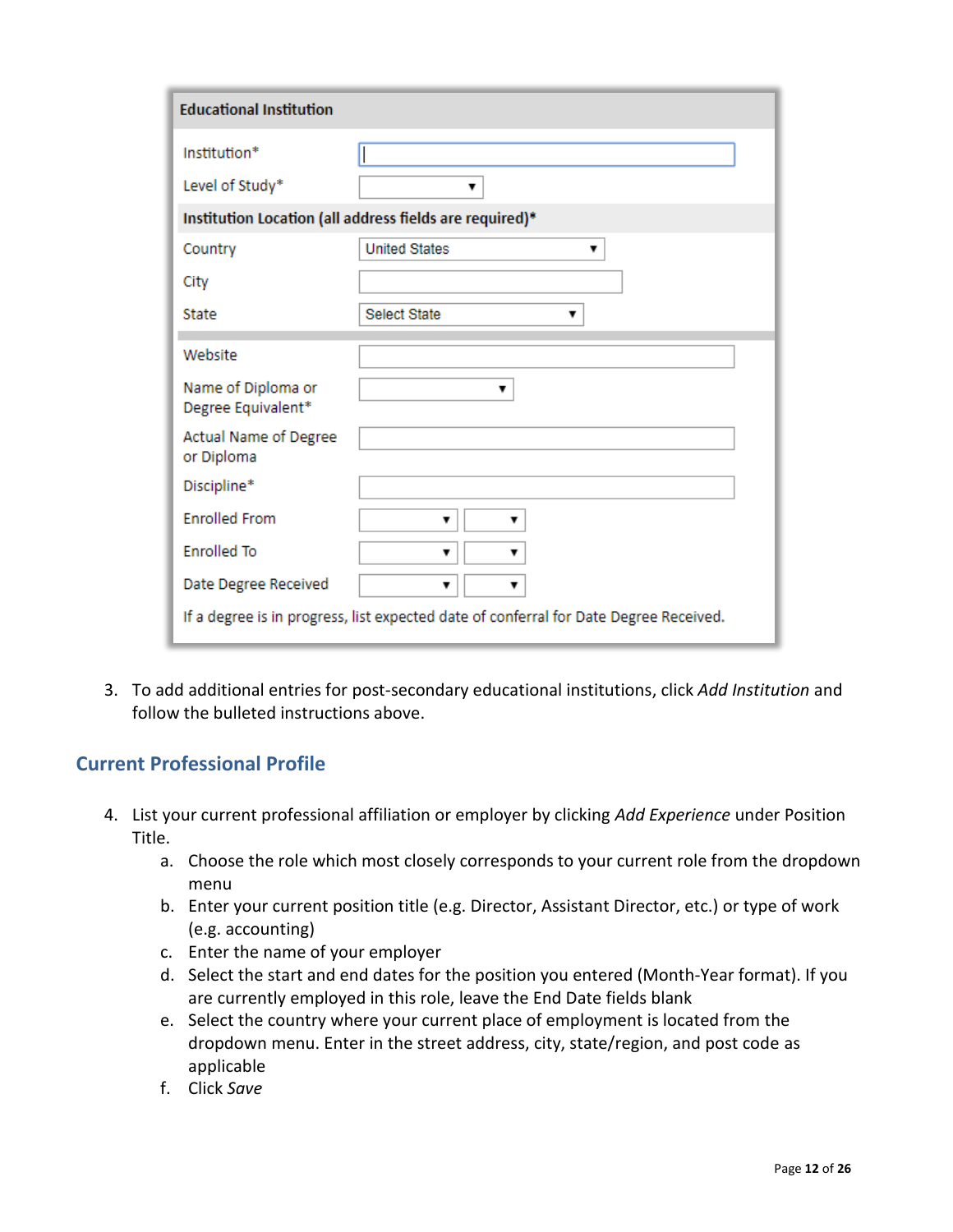**Educational Institution**

| | |
|---|---|
| Institution* | |
| Level of Study* | |
| **Institution Location (all address fields are required)*** | |
| Country | United States |
| City | |
| State | Select State |
| Website | |
| Name of Diploma or Degree Equivalent* | |
| Actual Name of Degree or Diploma | |
| Discipline* | |
| Enrolled From | |
| Enrolled To | |
| Date Degree Received | |

If a degree is in progress, list expected date of conferral for Date Degree Received.

3. To add additional entries for post-secondary educational institutions, click *Add Institution* and follow the bulleted instructions above.

## Current Professional Profile

4. List your current professional affiliation or employer by clicking *Add Experience* under Position Title.
    a. Choose the role which most closely corresponds to your current role from the dropdown menu
    b. Enter your current position title (e.g. Director, Assistant Director, etc.) or type of work (e.g. accounting)
    c. Enter the name of your employer
    d. Select the start and end dates for the position you entered (Month-Year format). If you are currently employed in this role, leave the End Date fields blank
    e. Select the country where your current place of employment is located from the dropdown menu. Enter in the street address, city, state/region, and post code as applicable
    f. Click *Save*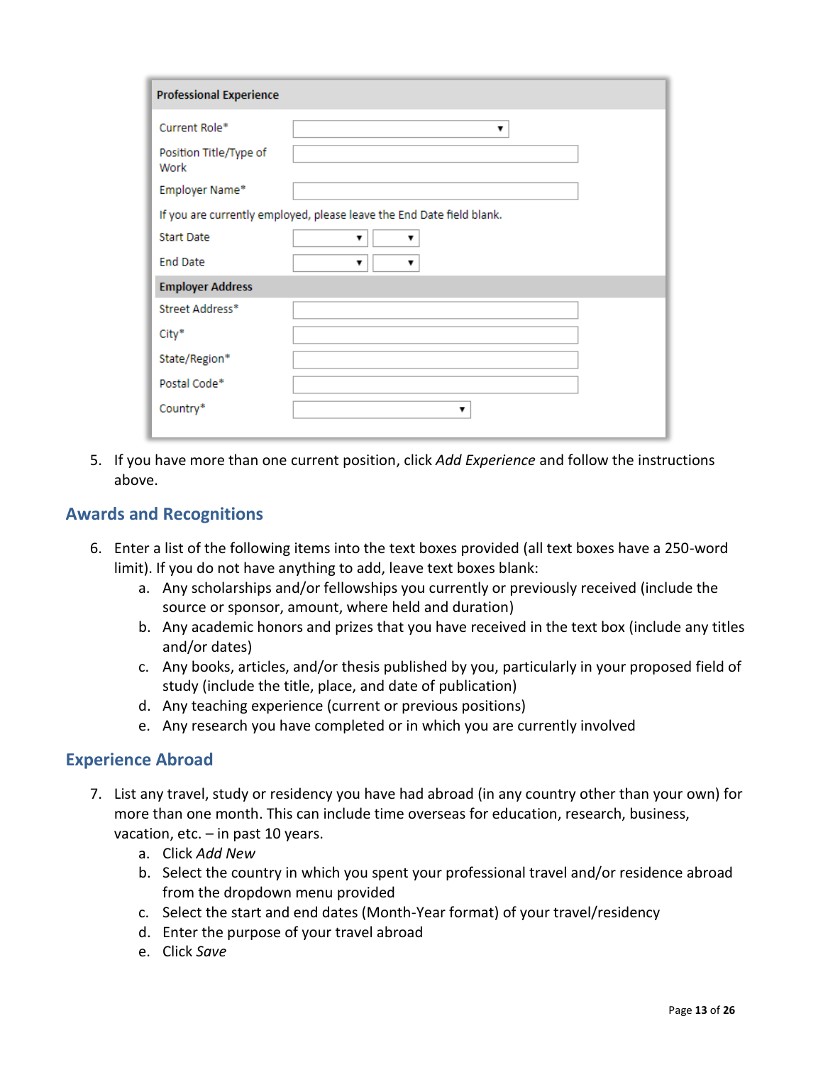**Professional Experience**

| | |
|---|---|
| Current Role* | ▼ |
| Position Title/Type of Work | |
| Employer Name* | |
| If you are currently employed, please leave the End Date field blank. | |
| Start Date | ▼ ▼ |
| End Date | ▼ ▼ |
| **Employer Address** | |
| Street Address* | |
| City* | |
| State/Region* | |
| Postal Code* | |
| Country* | ▼ |

5. If you have more than one current position, click *Add Experience* and follow the instructions above.

## Awards and Recognitions

6. Enter a list of the following items into the text boxes provided (all text boxes have a 250-word limit). If you do not have anything to add, leave text boxes blank:
   a. Any scholarships and/or fellowships you currently or previously received (include the source or sponsor, amount, where held and duration)
   b. Any academic honors and prizes that you have received in the text box (include any titles and/or dates)
   c. Any books, articles, and/or thesis published by you, particularly in your proposed field of study (include the title, place, and date of publication)
   d. Any teaching experience (current or previous positions)
   e. Any research you have completed or in which you are currently involved

## Experience Abroad

7. List any travel, study or residency you have had abroad (in any country other than your own) for more than one month. This can include time overseas for education, research, business, vacation, etc. – in past 10 years.
   a. Click *Add New*
   b. Select the country in which you spent your professional travel and/or residence abroad from the dropdown menu provided
   c. Select the start and end dates (Month-Year format) of your travel/residency
   d. Enter the purpose of your travel abroad
   e. Click *Save*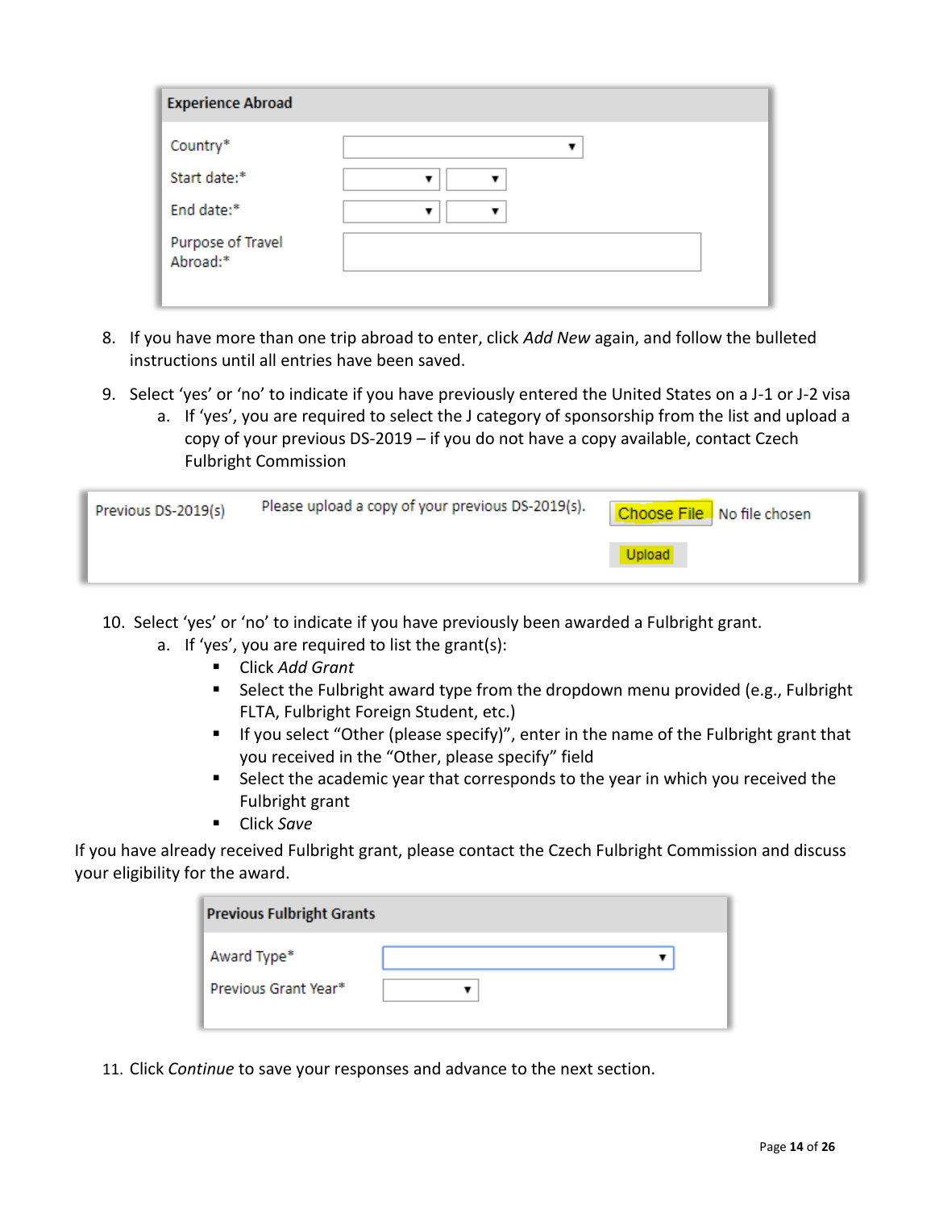**Experience Abroad**

| | |
|---|---|
| Country* | |
| Start date:* | |
| End date:* | |
| Purpose of Travel Abroad:* | |

8. If you have more than one trip abroad to enter, click *Add New* again, and follow the bulleted instructions until all entries have been saved.
9. Select 'yes' or 'no' to indicate if you have previously entered the United States on a J-1 or J-2 visa
   a. If 'yes', you are required to select the J category of sponsorship from the list and upload a copy of your previous DS-2019 – if you do not have a copy available, contact Czech Fulbright Commission

| | | |
|---|---|---|
| Previous DS-2019(s) | Please upload a copy of your previous DS-2019(s). | Choose File No file chosen<br>Upload |

10. Select 'yes' or 'no' to indicate if you have previously been awarded a Fulbright grant.
    a. If 'yes', you are required to list the grant(s):
       - Click *Add Grant*
       - Select the Fulbright award type from the dropdown menu provided (e.g., Fulbright FLTA, Fulbright Foreign Student, etc.)
       - If you select "Other (please specify)", enter in the name of the Fulbright grant that you received in the "Other, please specify" field
       - Select the academic year that corresponds to the year in which you received the Fulbright grant
       - Click *Save*

If you have already received Fulbright grant, please contact the Czech Fulbright Commission and discuss your eligibility for the award.

**Previous Fulbright Grants**

| | |
|---|---|
| Award Type* | |
| Previous Grant Year* | |

11. Click *Continue* to save your responses and advance to the next section.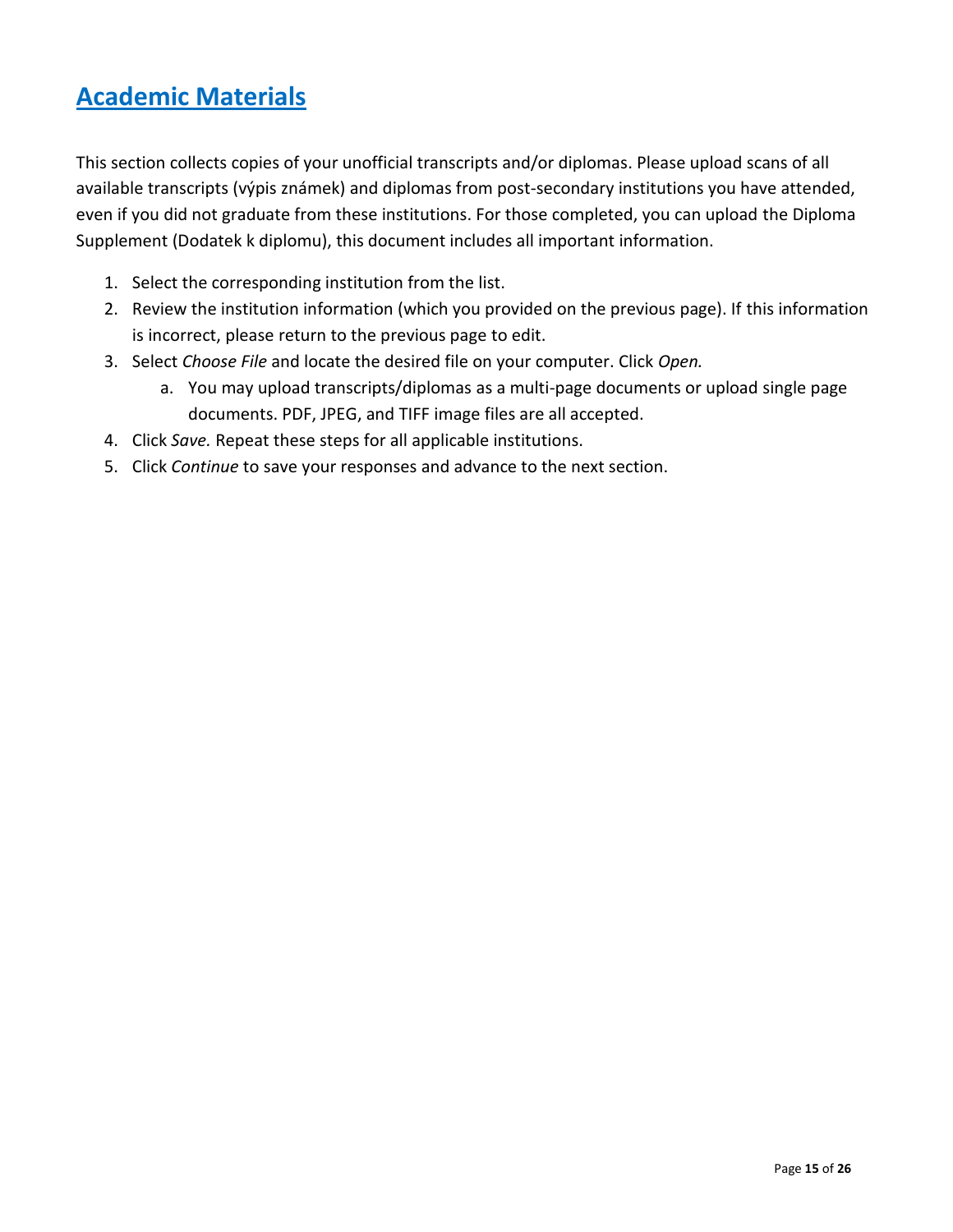## Academic Materials

This section collects copies of your unofficial transcripts and/or diplomas. Please upload scans of all available transcripts (výpis známek) and diplomas from post-secondary institutions you have attended, even if you did not graduate from these institutions. For those completed, you can upload the Diploma Supplement (Dodatek k diplomu), this document includes all important information.

1. Select the corresponding institution from the list.
2. Review the institution information (which you provided on the previous page). If this information is incorrect, please return to the previous page to edit.
3. Select *Choose File* and locate the desired file on your computer. Click *Open.*
    a. You may upload transcripts/diplomas as a multi-page documents or upload single page documents. PDF, JPEG, and TIFF image files are all accepted.
4. Click *Save.* Repeat these steps for all applicable institutions.
5. Click *Continue* to save your responses and advance to the next section.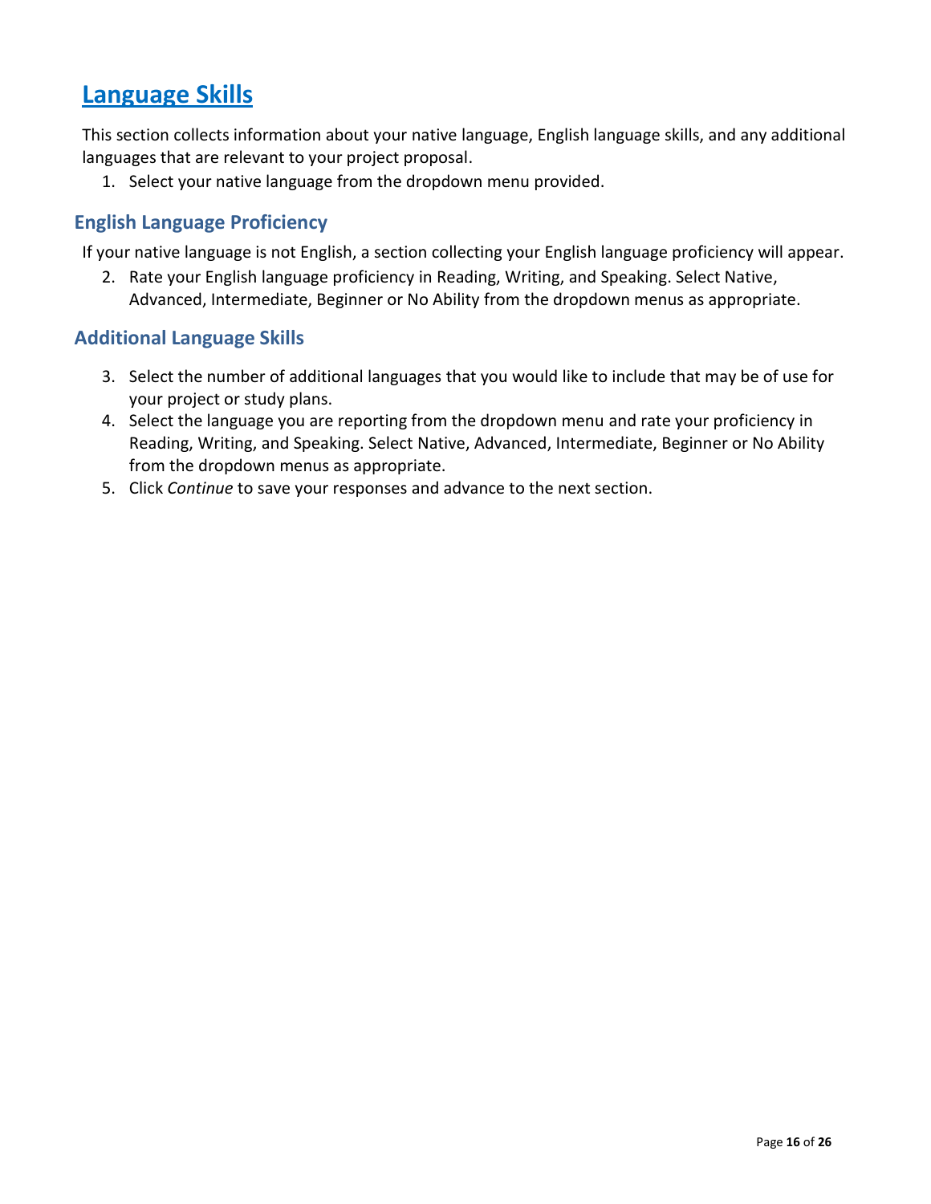# Language Skills

This section collects information about your native language, English language skills, and any additional languages that are relevant to your project proposal.

1. Select your native language from the dropdown menu provided.

## English Language Proficiency

If your native language is not English, a section collecting your English language proficiency will appear.

2. Rate your English language proficiency in Reading, Writing, and Speaking. Select Native, Advanced, Intermediate, Beginner or No Ability from the dropdown menus as appropriate.

## Additional Language Skills

3. Select the number of additional languages that you would like to include that may be of use for your project or study plans.
4. Select the language you are reporting from the dropdown menu and rate your proficiency in Reading, Writing, and Speaking. Select Native, Advanced, Intermediate, Beginner or No Ability from the dropdown menus as appropriate.
5. Click *Continue* to save your responses and advance to the next section.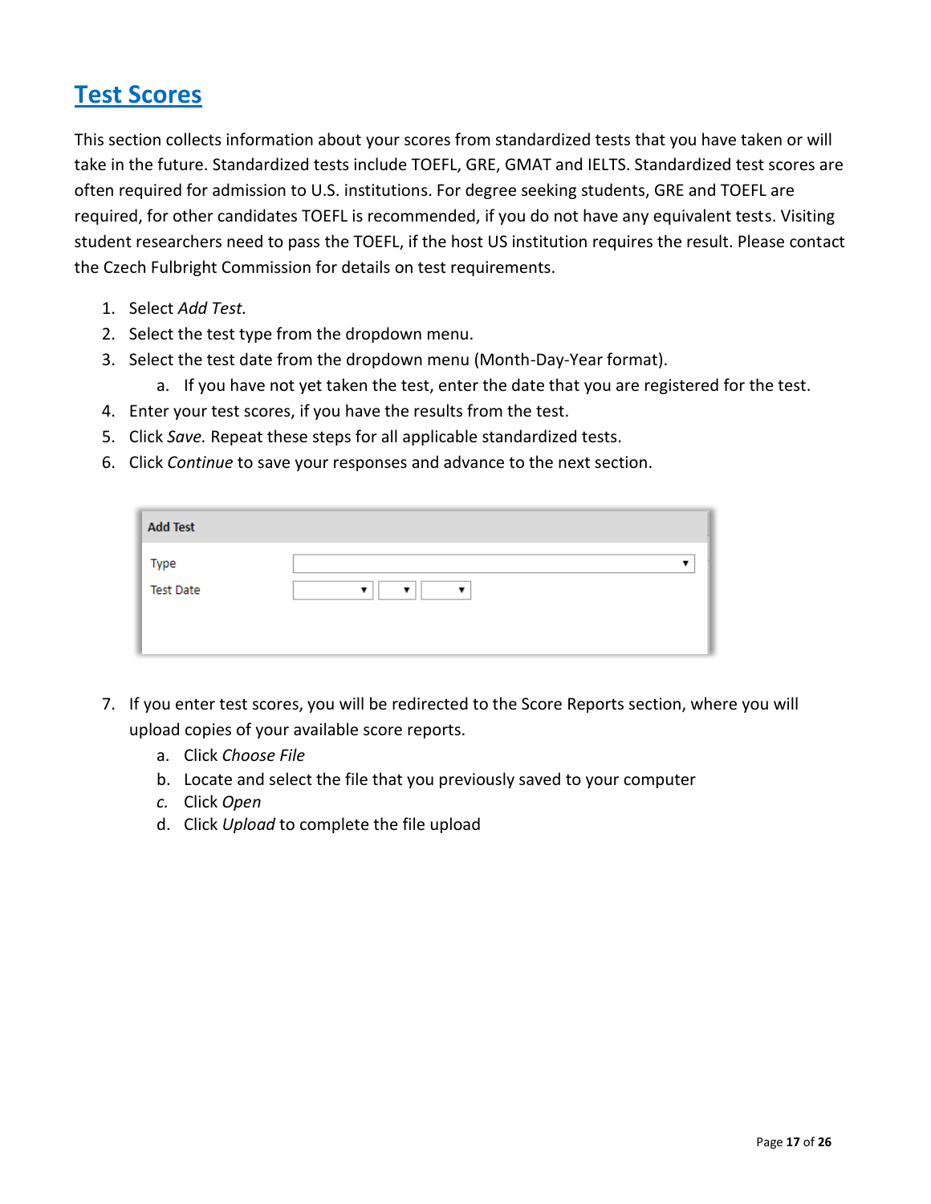## Test Scores

This section collects information about your scores from standardized tests that you have taken or will take in the future. Standardized tests include TOEFL, GRE, GMAT and IELTS. Standardized test scores are often required for admission to U.S. institutions. For degree seeking students, GRE and TOEFL are required, for other candidates TOEFL is recommended, if you do not have any equivalent tests. Visiting student researchers need to pass the TOEFL, if the host US institution requires the result. Please contact the Czech Fulbright Commission for details on test requirements.

1. Select *Add Test.*
2. Select the test type from the dropdown menu.
3. Select the test date from the dropdown menu (Month-Day-Year format).
   a. If you have not yet taken the test, enter the date that you are registered for the test.
4. Enter your test scores, if you have the results from the test.
5. Click *Save.* Repeat these steps for all applicable standardized tests.
6. Click *Continue* to save your responses and advance to the next section.

**Add Test**

Type

Test Date

7. If you enter test scores, you will be redirected to the Score Reports section, where you will upload copies of your available score reports.
   a. Click *Choose File*
   b. Locate and select the file that you previously saved to your computer
   c. Click *Open*
   d. Click *Upload* to complete the file upload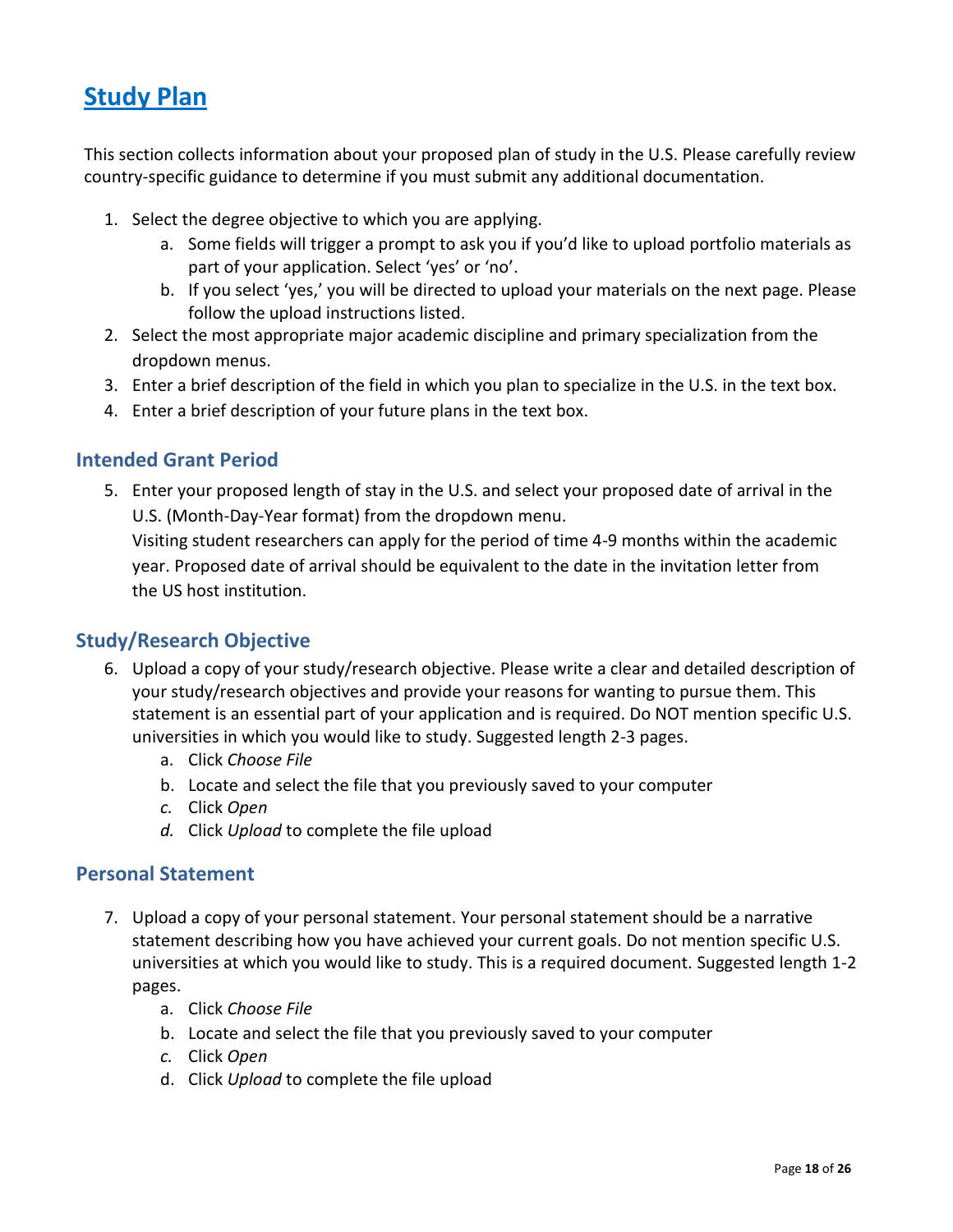## Study Plan

This section collects information about your proposed plan of study in the U.S. Please carefully review country-specific guidance to determine if you must submit any additional documentation.

1. Select the degree objective to which you are applying.
   a. Some fields will trigger a prompt to ask you if you'd like to upload portfolio materials as part of your application. Select 'yes' or 'no'.
   b. If you select 'yes,' you will be directed to upload your materials on the next page. Please follow the upload instructions listed.
2. Select the most appropriate major academic discipline and primary specialization from the dropdown menus.
3. Enter a brief description of the field in which you plan to specialize in the U.S. in the text box.
4. Enter a brief description of your future plans in the text box.

### Intended Grant Period

5. Enter your proposed length of stay in the U.S. and select your proposed date of arrival in the U.S. (Month-Day-Year format) from the dropdown menu.
   Visiting student researchers can apply for the period of time 4-9 months within the academic year. Proposed date of arrival should be equivalent to the date in the invitation letter from the US host institution.

### Study/Research Objective

6. Upload a copy of your study/research objective. Please write a clear and detailed description of your study/research objectives and provide your reasons for wanting to pursue them. This statement is an essential part of your application and is required. Do NOT mention specific U.S. universities in which you would like to study. Suggested length 2-3 pages.
   a. Click *Choose File*
   b. Locate and select the file that you previously saved to your computer
   c. Click *Open*
   d. Click *Upload* to complete the file upload

### Personal Statement

7. Upload a copy of your personal statement. Your personal statement should be a narrative statement describing how you have achieved your current goals. Do not mention specific U.S. universities at which you would like to study. This is a required document. Suggested length 1-2 pages.
   a. Click *Choose File*
   b. Locate and select the file that you previously saved to your computer
   c. Click *Open*
   d. Click *Upload* to complete the file upload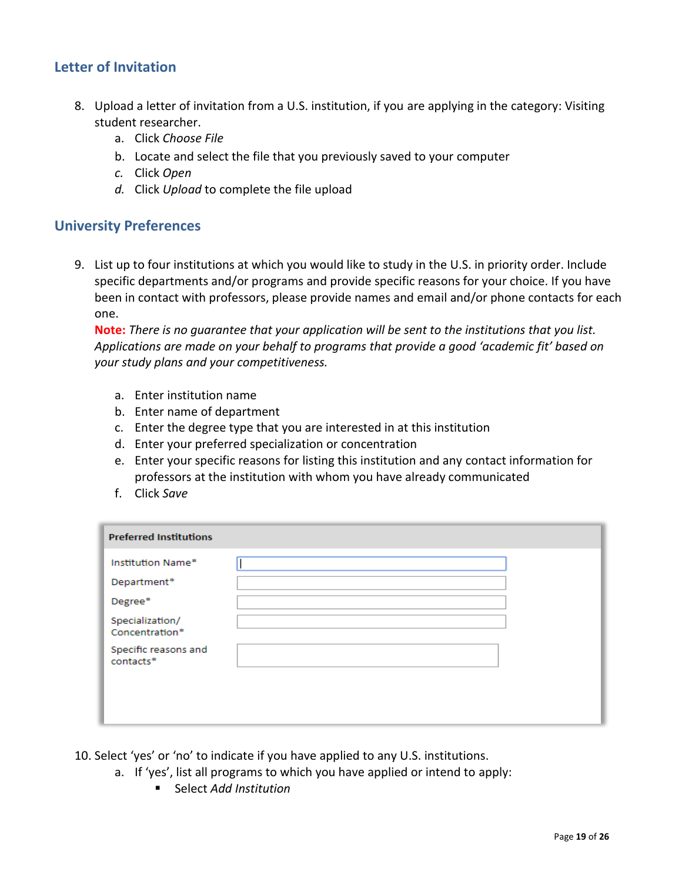## Letter of Invitation

8. Upload a letter of invitation from a U.S. institution, if you are applying in the category: Visiting student researcher.
    a. Click *Choose File*
    b. Locate and select the file that you previously saved to your computer
    c. Click *Open*
    d. Click *Upload* to complete the file upload

## University Preferences

9. List up to four institutions at which you would like to study in the U.S. in priority order. Include specific departments and/or programs and provide specific reasons for your choice. If you have been in contact with professors, please provide names and email and/or phone contacts for each one.
   **Note:** *There is no guarantee that your application will be sent to the institutions that you list. Applications are made on your behalf to programs that provide a good 'academic fit' based on your study plans and your competitiveness.*

    a. Enter institution name
    b. Enter name of department
    c. Enter the degree type that you are interested in at this institution
    d. Enter your preferred specialization or concentration
    e. Enter your specific reasons for listing this institution and any contact information for professors at the institution with whom you have already communicated
    f. Click *Save*

| Preferred Institutions | |
|---|---|
| Institution Name* | |
| Department* | |
| Degree* | |
| Specialization/ Concentration* | |
| Specific reasons and contacts* | |

10. Select 'yes' or 'no' to indicate if you have applied to any U.S. institutions.
    a. If 'yes', list all programs to which you have applied or intend to apply:
        - Select *Add Institution*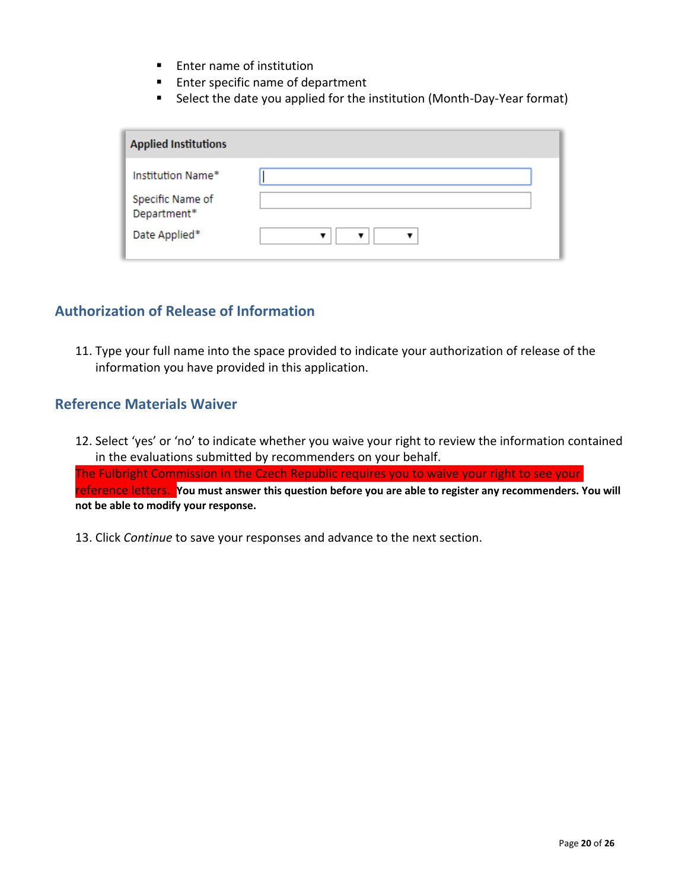- Enter name of institution
- Enter specific name of department
- Select the date you applied for the institution (Month-Day-Year format)

| Applied Institutions | |
|---|---|
| Institution Name* | |
| Specific Name of Department* | |
| Date Applied* | ▼ ▼ ▼ |

## Authorization of Release of Information

11. Type your full name into the space provided to indicate your authorization of release of the information you have provided in this application.

## Reference Materials Waiver

12. Select 'yes' or 'no' to indicate whether you waive your right to review the information contained in the evaluations submitted by recommenders on your behalf.

The Fulbright Commission in the Czech Republic requires you to waive your right to see your reference letters. **You must answer this question before you are able to register any recommenders. You will not be able to modify your response.**

13. Click *Continue* to save your responses and advance to the next section.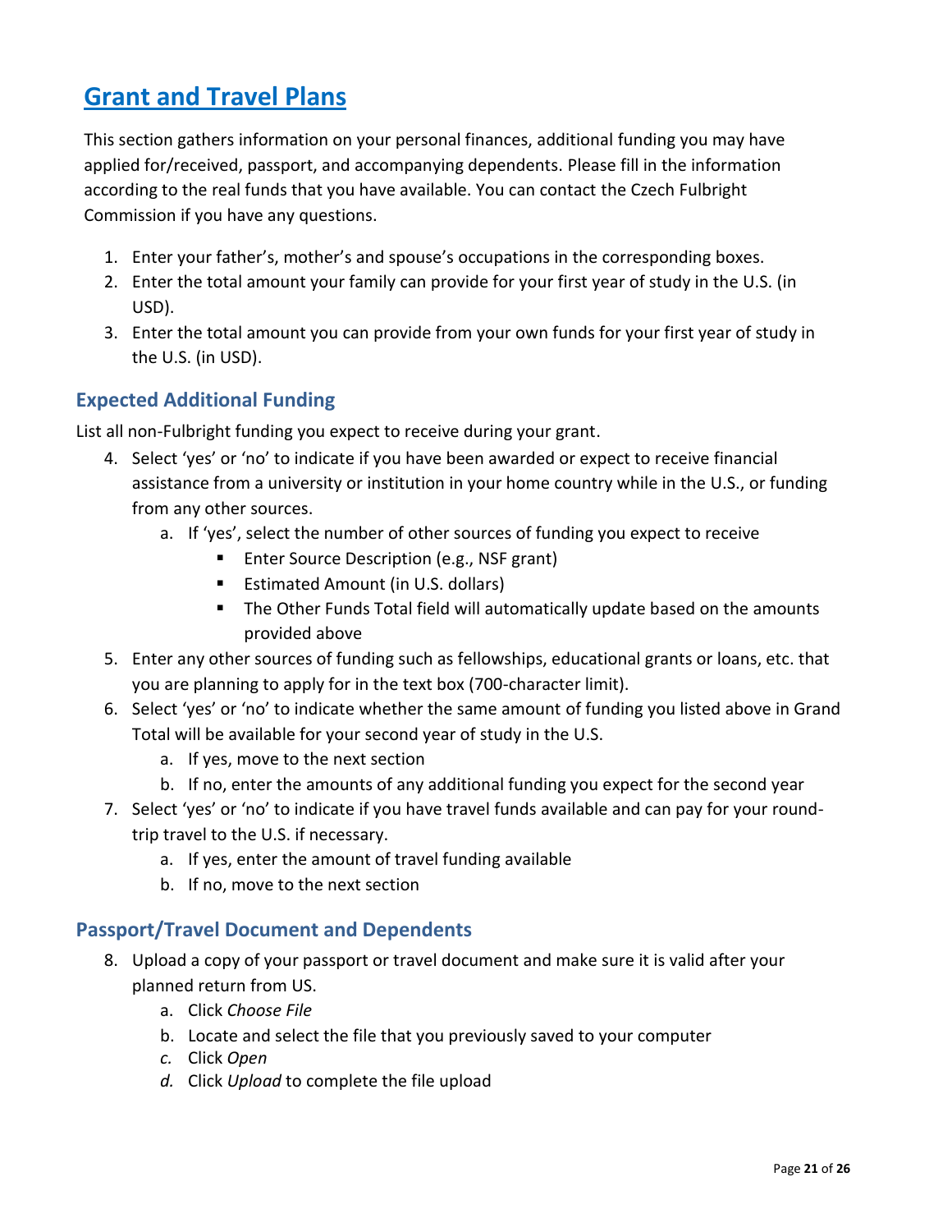# Grant and Travel Plans

This section gathers information on your personal finances, additional funding you may have applied for/received, passport, and accompanying dependents. Please fill in the information according to the real funds that you have available. You can contact the Czech Fulbright Commission if you have any questions.

1. Enter your father's, mother's and spouse's occupations in the corresponding boxes.
2. Enter the total amount your family can provide for your first year of study in the U.S. (in USD).
3. Enter the total amount you can provide from your own funds for your first year of study in the U.S. (in USD).

## Expected Additional Funding

List all non-Fulbright funding you expect to receive during your grant.

4. Select 'yes' or 'no' to indicate if you have been awarded or expect to receive financial assistance from a university or institution in your home country while in the U.S., or funding from any other sources.
    a. If 'yes', select the number of other sources of funding you expect to receive
        - Enter Source Description (e.g., NSF grant)
        - Estimated Amount (in U.S. dollars)
        - The Other Funds Total field will automatically update based on the amounts provided above
5. Enter any other sources of funding such as fellowships, educational grants or loans, etc. that you are planning to apply for in the text box (700-character limit).
6. Select 'yes' or 'no' to indicate whether the same amount of funding you listed above in Grand Total will be available for your second year of study in the U.S.
    a. If yes, move to the next section
    b. If no, enter the amounts of any additional funding you expect for the second year
7. Select 'yes' or 'no' to indicate if you have travel funds available and can pay for your round-trip travel to the U.S. if necessary.
    a. If yes, enter the amount of travel funding available
    b. If no, move to the next section

## Passport/Travel Document and Dependents

8. Upload a copy of your passport or travel document and make sure it is valid after your planned return from US.
    a. Click *Choose File*
    b. Locate and select the file that you previously saved to your computer
    c. Click *Open*
    d. Click *Upload* to complete the file upload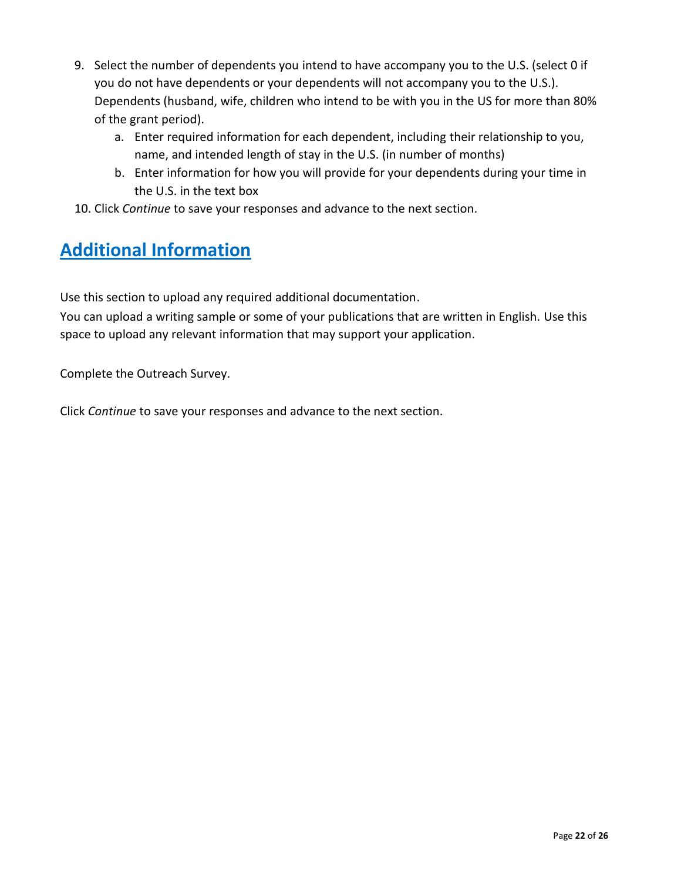9. Select the number of dependents you intend to have accompany you to the U.S. (select 0 if you do not have dependents or your dependents will not accompany you to the U.S.). Dependents (husband, wife, children who intend to be with you in the US for more than 80% of the grant period).
    a. Enter required information for each dependent, including their relationship to you, name, and intended length of stay in the U.S. (in number of months)
    b. Enter information for how you will provide for your dependents during your time in the U.S. in the text box
10. Click *Continue* to save your responses and advance to the next section.

## Additional Information

Use this section to upload any required additional documentation.
You can upload a writing sample or some of your publications that are written in English. Use this space to upload any relevant information that may support your application.

Complete the Outreach Survey.

Click *Continue* to save your responses and advance to the next section.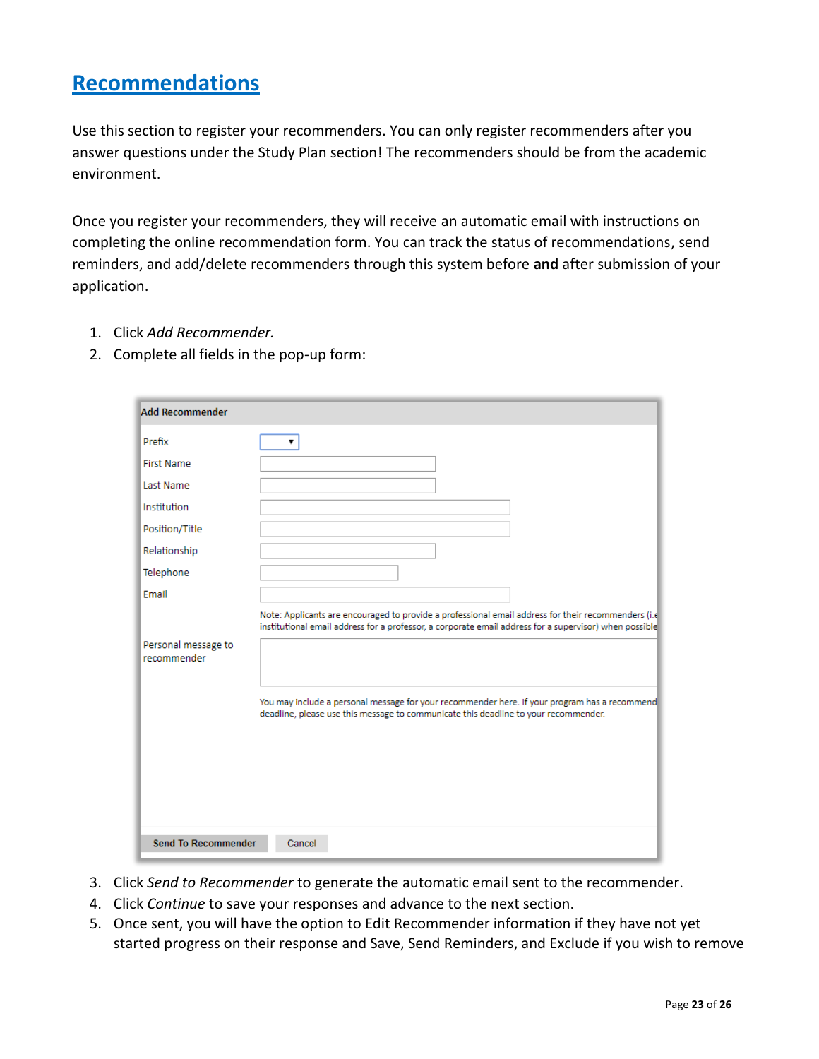## Recommendations

Use this section to register your recommenders. You can only register recommenders after you answer questions under the Study Plan section! The recommenders should be from the academic environment.

Once you register your recommenders, they will receive an automatic email with instructions on completing the online recommendation form. You can track the status of recommendations, send reminders, and add/delete recommenders through this system before **and** after submission of your application.

1. Click *Add Recommender.*
2. Complete all fields in the pop-up form:

**Add Recommender**

Prefix

First Name

Last Name

Institution

Position/Title

Relationship

Telephone

Email

Note: Applicants are encouraged to provide a professional email address for their recommenders (i.e institutional email address for a professor, a corporate email address for a supervisor) when possible

Personal message to recommender

You may include a personal message for your recommender here. If your program has a recommend deadline, please use this message to communicate this deadline to your recommender.

Send To Recommender | Cancel

3. Click *Send to Recommender* to generate the automatic email sent to the recommender.
4. Click *Continue* to save your responses and advance to the next section.
5. Once sent, you will have the option to Edit Recommender information if they have not yet started progress on their response and Save, Send Reminders, and Exclude if you wish to remove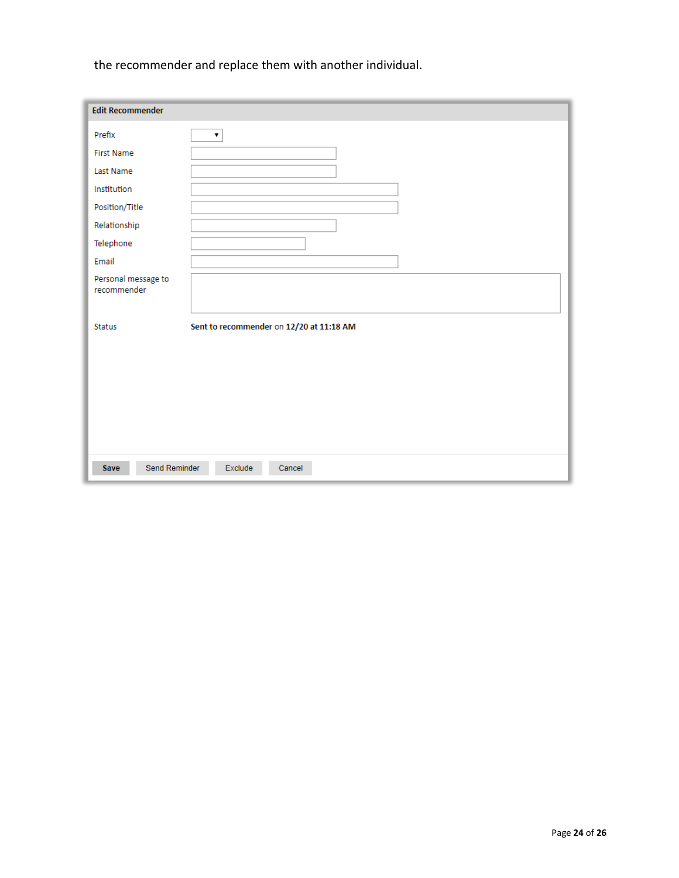the recommender and replace them with another individual.

**Edit Recommender**

| | |
|---|---|
| Prefix | ▾ |
| First Name | |
| Last Name | |
| Institution | |
| Position/Title | |
| Relationship | |
| Telephone | |
| Email | |
| Personal message to recommender | |
| Status | **Sent to recommender** on **12/20 at 11:18 AM** |

**Save** | Send Reminder | Exclude | Cancel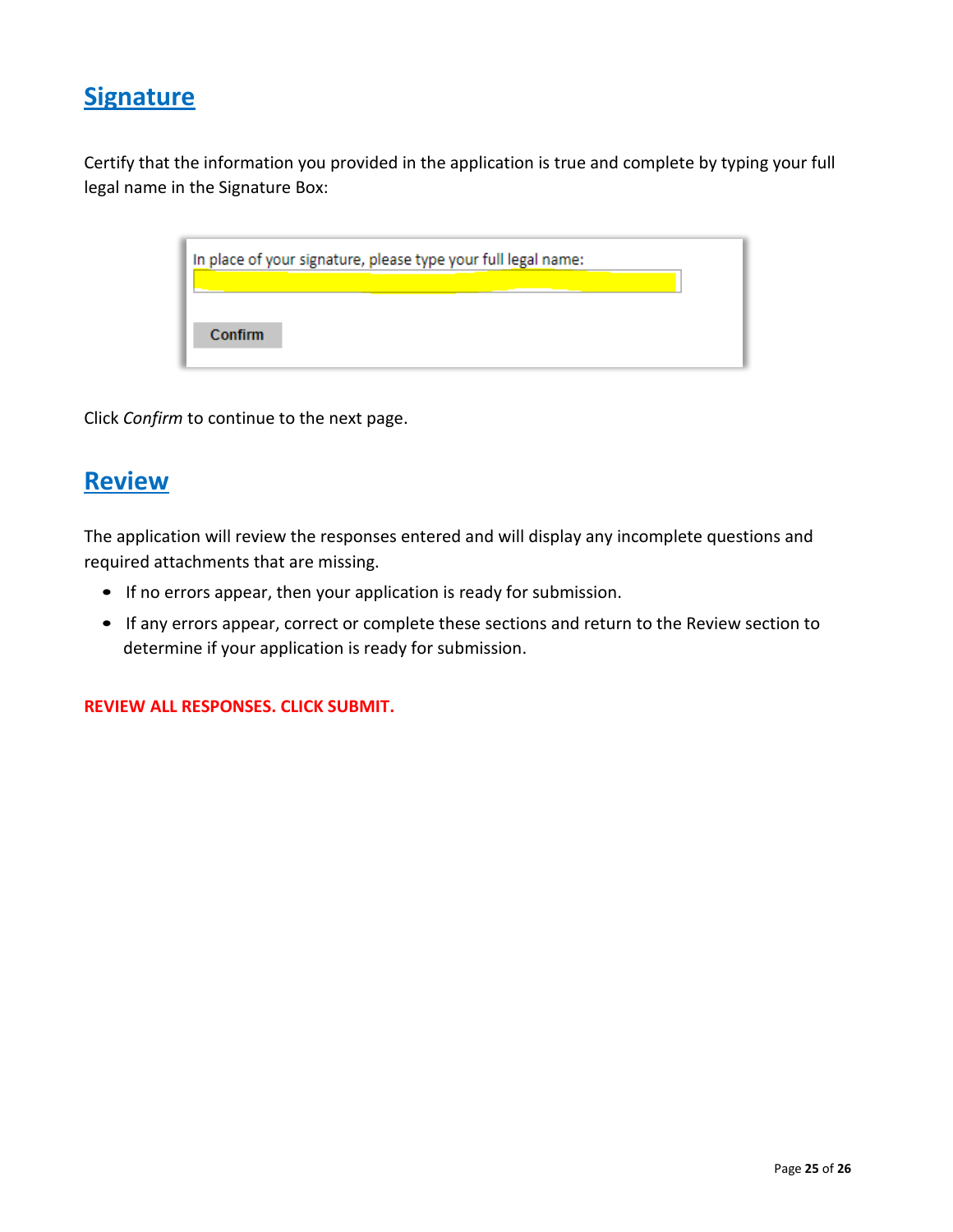## Signature

Certify that the information you provided in the application is true and complete by typing your full legal name in the Signature Box:

In place of your signature, please type your full legal name:

Confirm

Click *Confirm* to continue to the next page.

## Review

The application will review the responses entered and will display any incomplete questions and required attachments that are missing.

- If no errors appear, then your application is ready for submission.
- If any errors appear, correct or complete these sections and return to the Review section to determine if your application is ready for submission.

**REVIEW ALL RESPONSES. CLICK SUBMIT.**